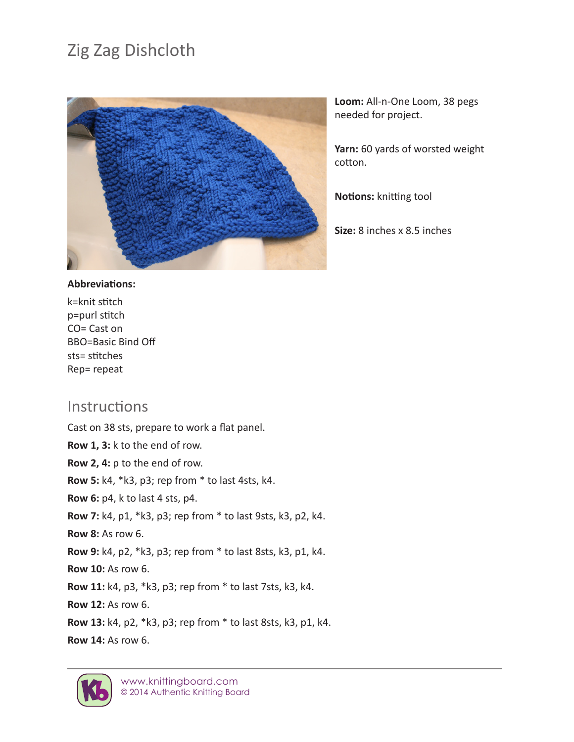# Zig Zag Dishcloth

**Loom:** All-n-One Loom, 38 pegs needed for project.

**Yarn:** 60 yards of worsted weight cotton.

**Notions:** knitting tool

**Size:** 8 inches x 8.5 inches

**Abbreviations:**

k=knit stitch
p=purl stitch
CO= Cast on
BBO=Basic Bind Off
sts= stitches
Rep= repeat

## Instructions

Cast on 38 sts, prepare to work a flat panel.

**Row 1, 3:** k to the end of row.

**Row 2, 4:** p to the end of row.

**Row 5:** k4, *k3, p3; rep from * to last 4sts, k4.

**Row 6:** p4, k to last 4 sts, p4.

**Row 7:** k4, p1, *k3, p3; rep from * to last 9sts, k3, p2, k4.

**Row 8:** As row 6.

**Row 9:** k4, p2, *k3, p3; rep from * to last 8sts, k3, p1, k4.

**Row 10:** As row 6.

**Row 11:** k4, p3, *k3, p3; rep from * to last 7sts, k3, k4.

**Row 12:** As row 6.

**Row 13:** k4, p2, *k3, p3; rep from * to last 8sts, k3, p1, k4.

**Row 14:** As row 6.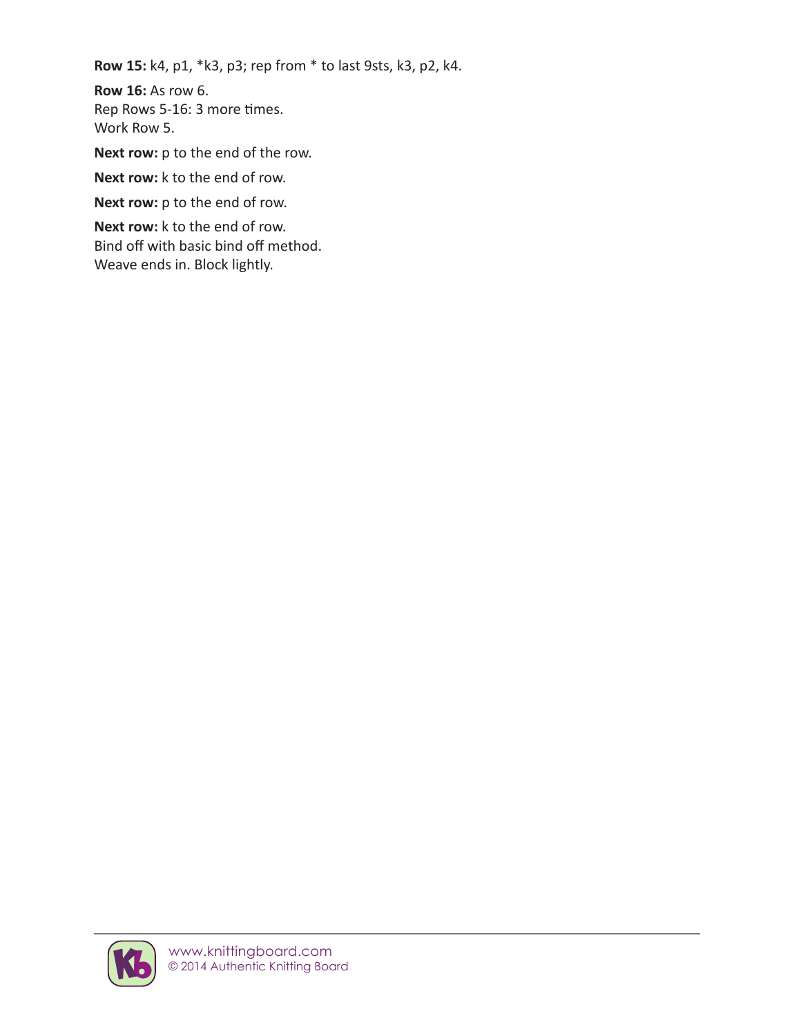**Row 15:** k4, p1, *k3, p3; rep from * to last 9sts, k3, p2, k4.

**Row 16:** As row 6.
Rep Rows 5-16: 3 more times.
Work Row 5.

**Next row:** p to the end of the row.

**Next row:** k to the end of row.

**Next row:** p to the end of row.

**Next row:** k to the end of row.
Bind off with basic bind off method.
Weave ends in. Block lightly.